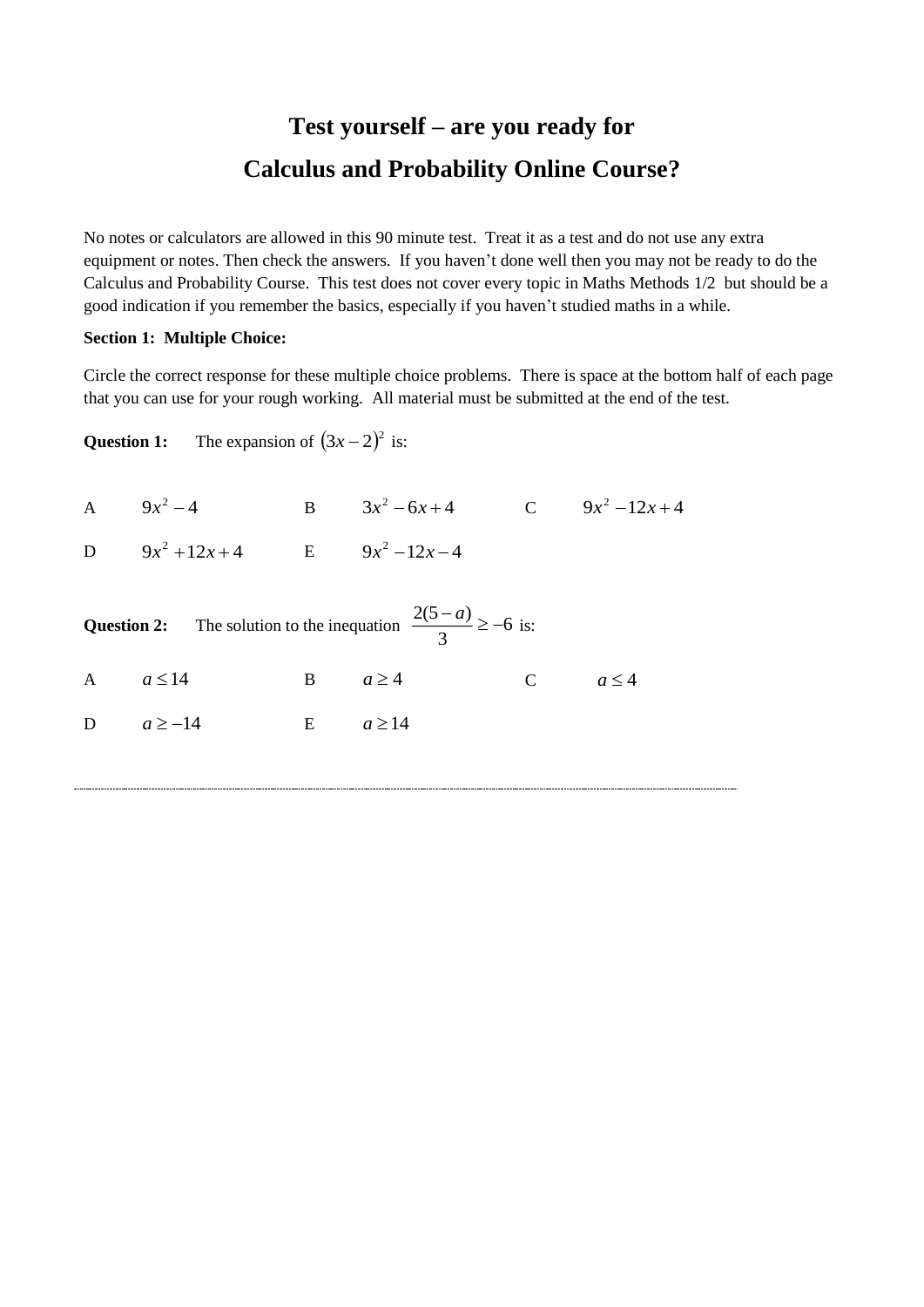# Test yourself – are you ready for
# Calculus and Probability Online Course?

No notes or calculators are allowed in this 90 minute test. Treat it as a test and do not use any extra equipment or notes. Then check the answers. If you haven't done well then you may not be ready to do the Calculus and Probability Course. This test does not cover every topic in Maths Methods 1/2 but should be a good indication if you remember the basics, especially if you haven't studied maths in a while.

**Section 1: Multiple Choice:**

Circle the correct response for these multiple choice problems. There is space at the bottom half of each page that you can use for your rough working. All material must be submitted at the end of the test.

**Question 1:** The expansion of $(3x-2)^2$ is:

A $9x^2-4$

B $3x^2-6x+4$

C $9x^2-12x+4$

D $9x^2+12x+4$

E $9x^2-12x-4$

**Question 2:** The solution to the inequation $\dfrac{2(5-a)}{3} \geq -6$ is:

A $a \leq 14$

B $a \geq 4$

C $a \leq 4$

D $a \geq -14$

E $a \geq 14$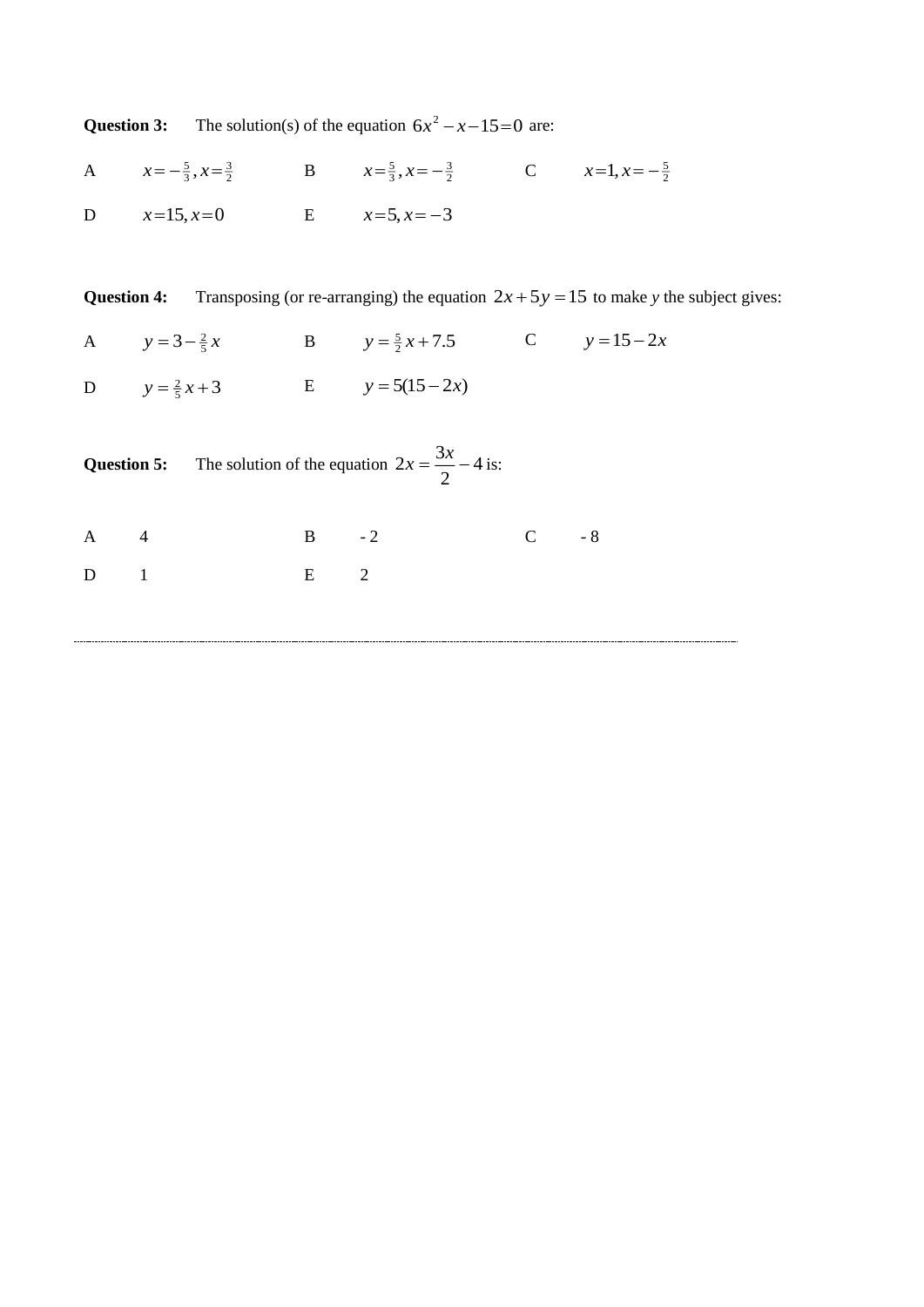**Question 3:** The solution(s) of the equation $6x^2 - x - 15 = 0$ are:

A $x = -\frac{5}{3}, x = \frac{3}{2}$ B $x = \frac{5}{3}, x = -\frac{3}{2}$ C $x = 1, x = -\frac{5}{2}$

D $x = 15, x = 0$ E $x = 5, x = -3$

**Question 4:** Transposing (or re-arranging) the equation $2x + 5y = 15$ to make *y* the subject gives:

A $y = 3 - \frac{2}{5}x$ B $y = \frac{5}{2}x + 7.5$ C $y = 15 - 2x$

D $y = \frac{2}{5}x + 3$ E $y = 5(15 - 2x)$

**Question 5:** The solution of the equation $2x = \dfrac{3x}{2} - 4$ is:

A 4 B - 2 C - 8

D 1 E 2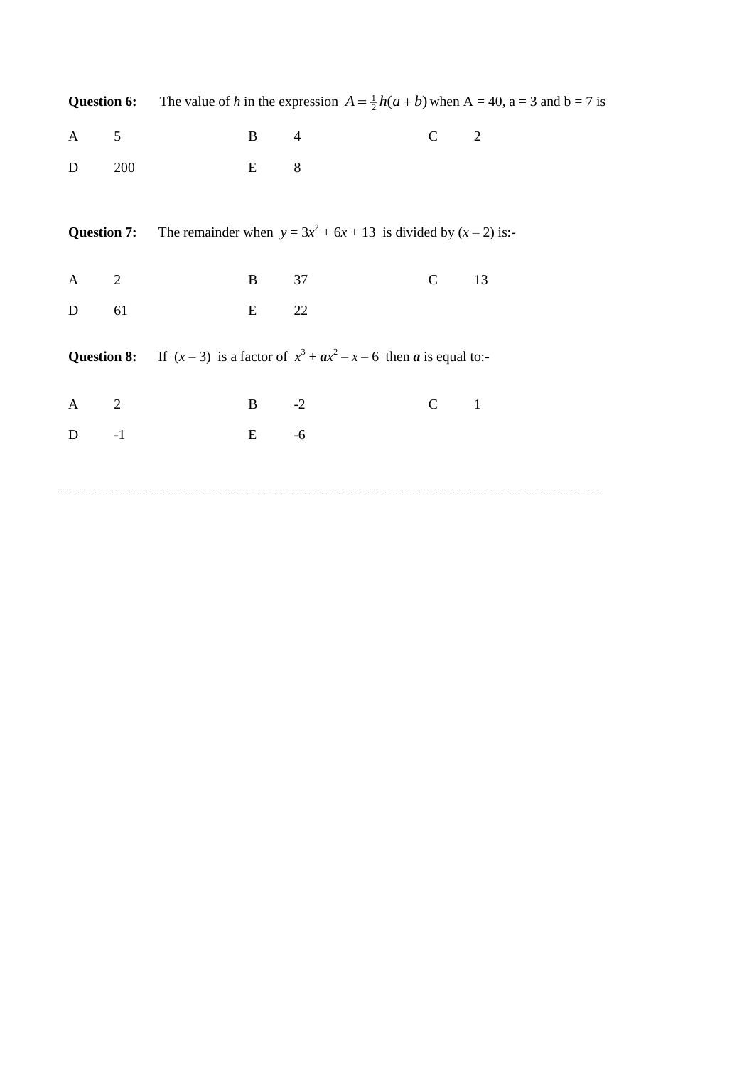**Question 6:** The value of $h$ in the expression $A = \frac{1}{2}h(a+b)$ when A = 40, a = 3 and b = 7 is

A 5 B 4 C 2

D 200 E 8

**Question 7:** The remainder when $y = 3x^2 + 6x + 13$ is divided by $(x - 2)$ is:-

A 2 B 37 C 13

D 61 E 22

**Question 8:** If $(x - 3)$ is a factor of $x^3 + \boldsymbol{a}x^2 - x - 6$ then $\boldsymbol{a}$ is equal to:-

A 2 B -2 C 1

D -1 E -6

---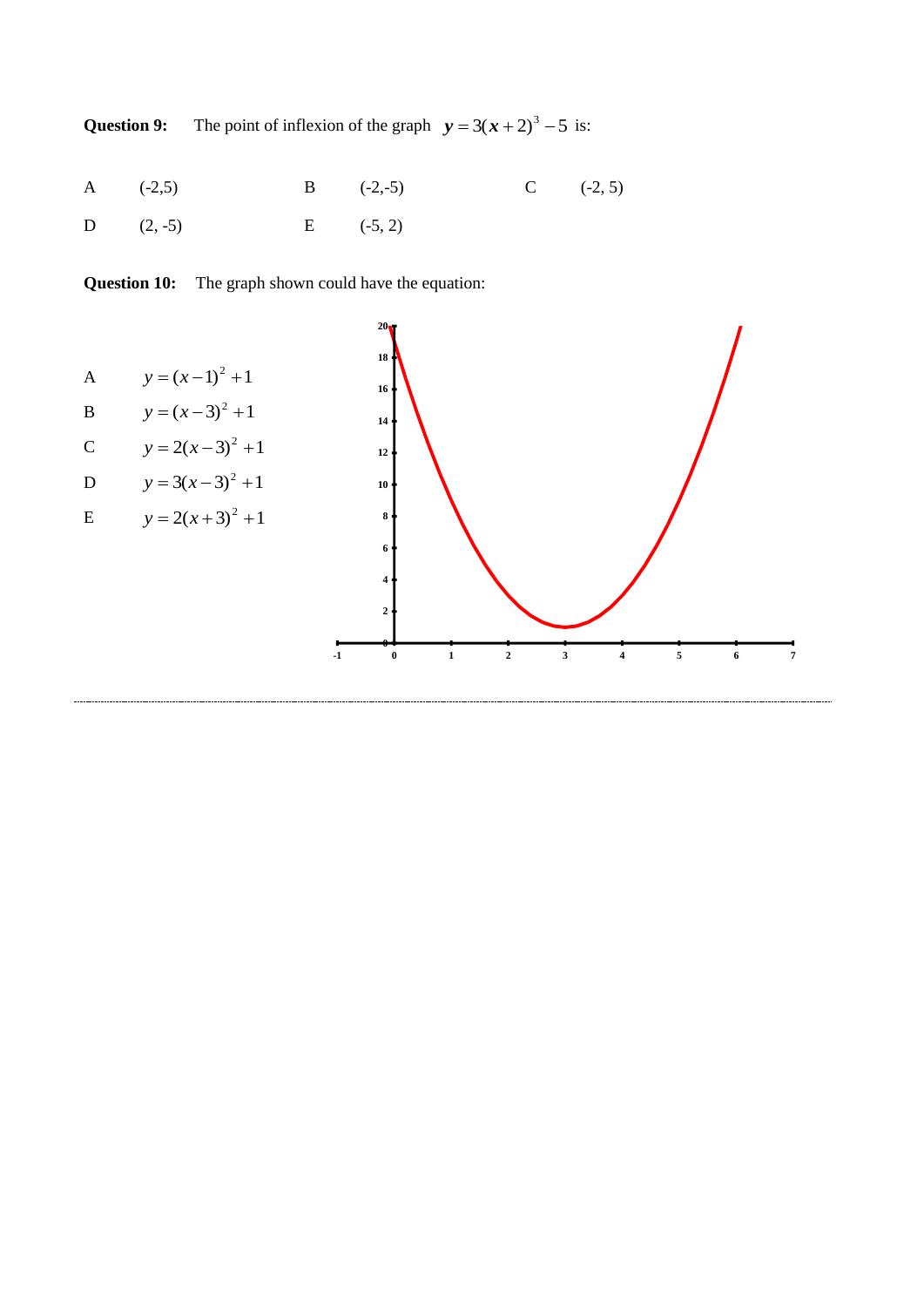**Question 9:** The point of inflexion of the graph $y = 3(x+2)^3 - 5$ is:

A (-2,5) B (-2,-5) C (-2, 5)

D (2, -5) E (-5, 2)

**Question 10:** The graph shown could have the equation:

A $y = (x-1)^2 + 1$

B $y = (x-3)^2 + 1$

C $y = 2(x-3)^2 + 1$

D $y = 3(x-3)^2 + 1$

E $y = 2(x+3)^2 + 1$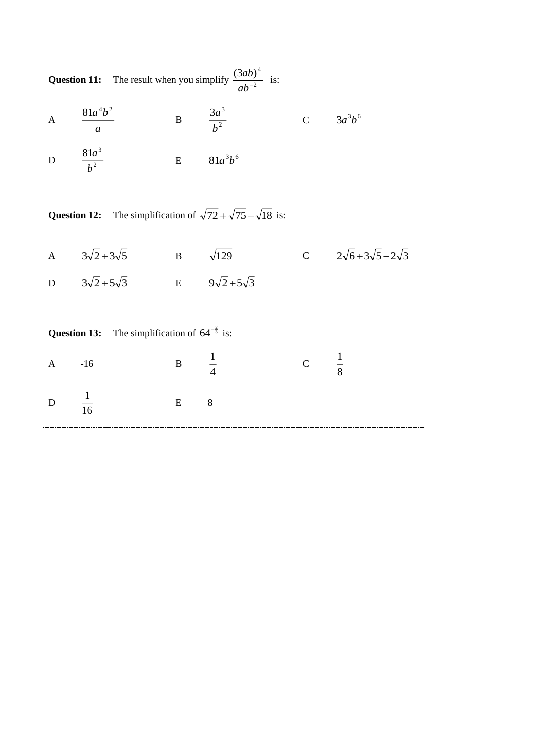**Question 11:** The result when you simplify $\dfrac{(3ab)^4}{ab^{-2}}$ is:

A $\dfrac{81a^4b^2}{a}$   B $\dfrac{3a^3}{b^2}$   C $3a^3b^6$

D $\dfrac{81a^3}{b^2}$   E $81a^3b^6$

**Question 12:** The simplification of $\sqrt{72}+\sqrt{75}-\sqrt{18}$ is:

A $3\sqrt{2}+3\sqrt{5}$   B $\sqrt{129}$   C $2\sqrt{6}+3\sqrt{5}-2\sqrt{3}$

D $3\sqrt{2}+5\sqrt{3}$   E $9\sqrt{2}+5\sqrt{3}$

**Question 13:** The simplification of $64^{-\frac{2}{3}}$ is:

A -16   B $\dfrac{1}{4}$   C $\dfrac{1}{8}$

D $\dfrac{1}{16}$   E 8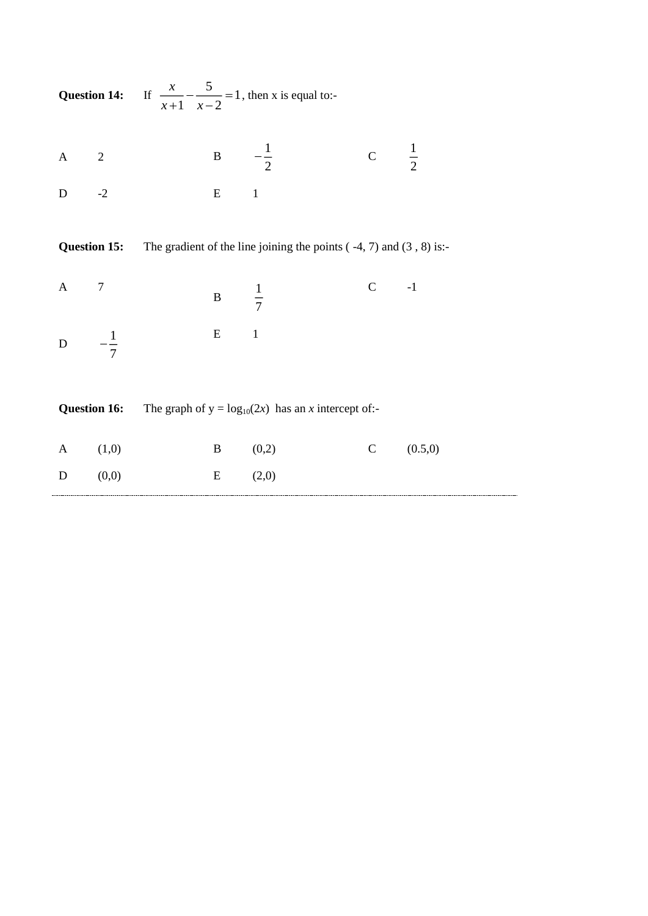**Question 14:** If $\frac{x}{x+1} - \frac{5}{x-2} = 1$, then x is equal to:-

A 2 B $-\frac{1}{2}$ C $\frac{1}{2}$

D -2 E 1

**Question 15:** The gradient of the line joining the points ( -4, 7) and (3 , 8) is:-

A 7 B $\frac{1}{7}$ C -1

D $-\frac{1}{7}$ E 1

**Question 16:** The graph of y = $\log_{10}(2x)$ has an *x* intercept of:-

A (1,0) B (0,2) C (0.5,0)

D (0,0) E (2,0)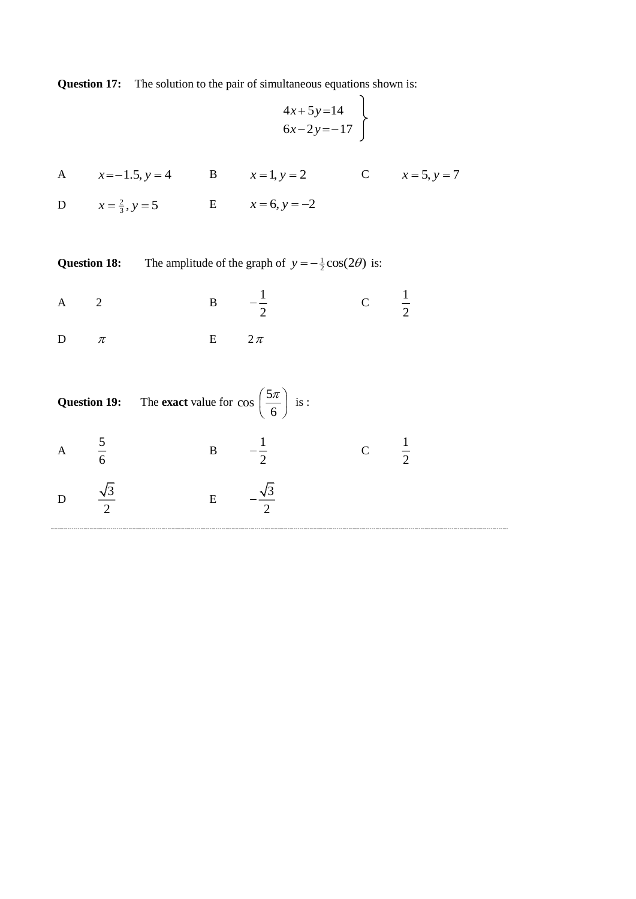**Question 17:** The solution to the pair of simultaneous equations shown is:

$$\left.\begin{array}{l} 4x+5y=14 \\ 6x-2y=-17 \end{array}\right\}$$

A $x=-1.5, y=4$ B $x=1, y=2$ C $x=5, y=7$

D $x=\frac{2}{3}, y=5$ E $x=6, y=-2$

**Question 18:** The amplitude of the graph of $y=-\frac{1}{2}\cos(2\theta)$ is:

A 2 B $-\frac{1}{2}$ C $\frac{1}{2}$

D $\pi$ E $2\pi$

**Question 19:** The **exact** value for $\cos\left(\frac{5\pi}{6}\right)$ is :

A $\frac{5}{6}$ B $-\frac{1}{2}$ C $\frac{1}{2}$

D $\frac{\sqrt{3}}{2}$ E $-\frac{\sqrt{3}}{2}$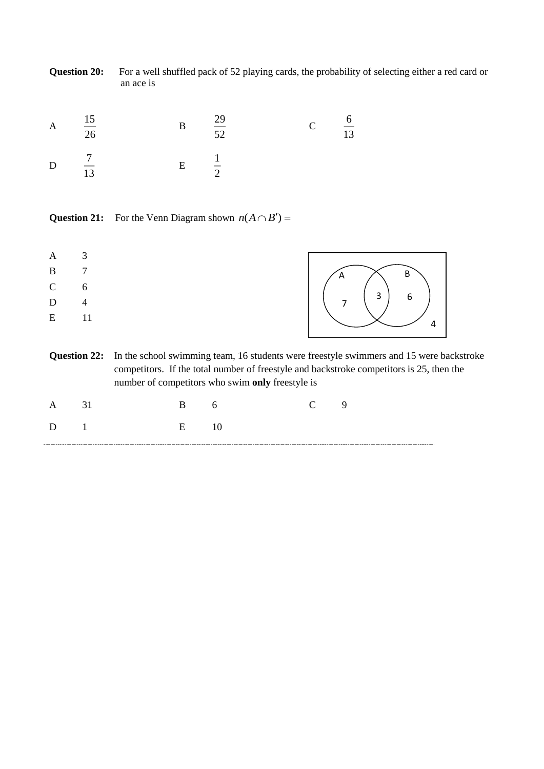**Question 20:** For a well shuffled pack of 52 playing cards, the probability of selecting either a red card or an ace is

A $\frac{15}{26}$  B $\frac{29}{52}$  C $\frac{6}{13}$

D $\frac{7}{13}$  E $\frac{1}{2}$

**Question 21:** For the Venn Diagram shown $n(A \cap B') =$

A 3
B 7
C 6
D 4
E 11

A
B
3
6
7
4

**Question 22:** In the school swimming team, 16 students were freestyle swimmers and 15 were backstroke competitors. If the total number of freestyle and backstroke competitors is 25, then the number of competitors who swim **only** freestyle is

A 31  B 6  C 9

D 1  E 10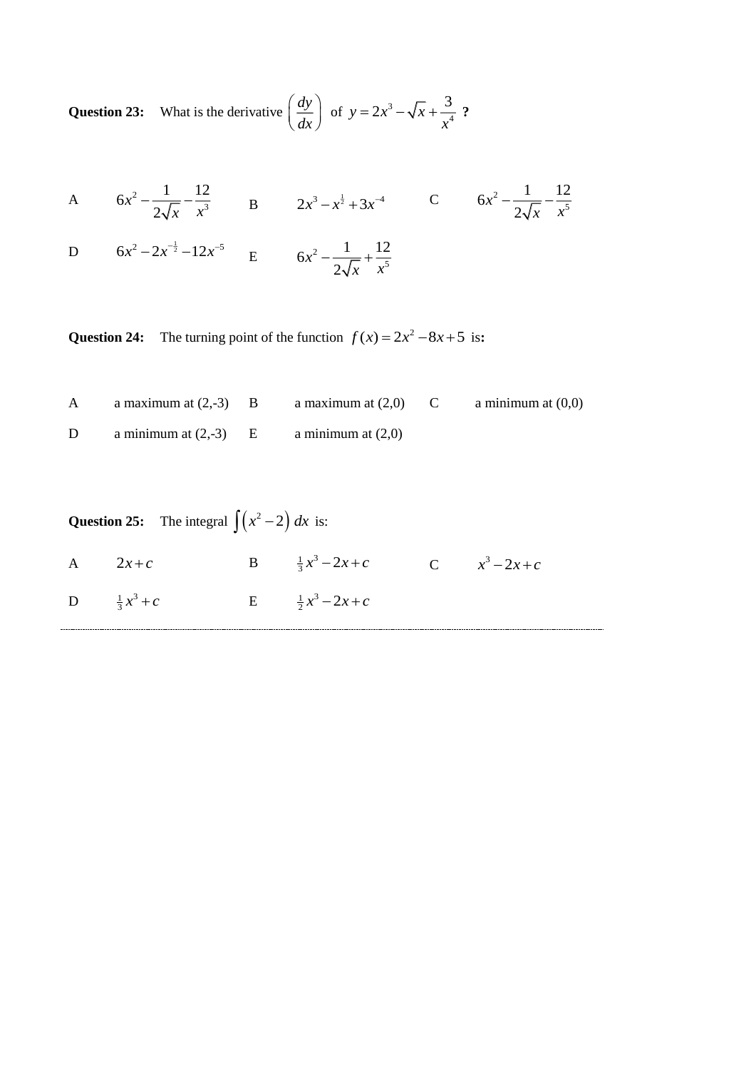**Question 23:** What is the derivative $\left(\dfrac{dy}{dx}\right)$ of $y = 2x^3 - \sqrt{x} + \dfrac{3}{x^4}$ **?**

A $\quad 6x^2 - \dfrac{1}{2\sqrt{x}} - \dfrac{12}{x^3}$

B $\quad 2x^3 - x^{\frac{1}{2}} + 3x^{-4}$

C $\quad 6x^2 - \dfrac{1}{2\sqrt{x}} - \dfrac{12}{x^5}$

D $\quad 6x^2 - 2x^{-\frac{1}{2}} - 12x^{-5}$

E $\quad 6x^2 - \dfrac{1}{2\sqrt{x}} + \dfrac{12}{x^5}$

**Question 24:** The turning point of the function $f(x) = 2x^2 - 8x + 5$ is**:**

A a maximum at (2,-3)

B a maximum at (2,0)

C a minimum at (0,0)

D a minimum at (2,-3)

E a minimum at (2,0)

**Question 25:** The integral $\int \left(x^2 - 2\right) dx$ is:

A $\quad 2x + c$

B $\quad \frac{1}{3}x^3 - 2x + c$

C $\quad x^3 - 2x + c$

D $\quad \frac{1}{3}x^3 + c$

E $\quad \frac{1}{2}x^3 - 2x + c$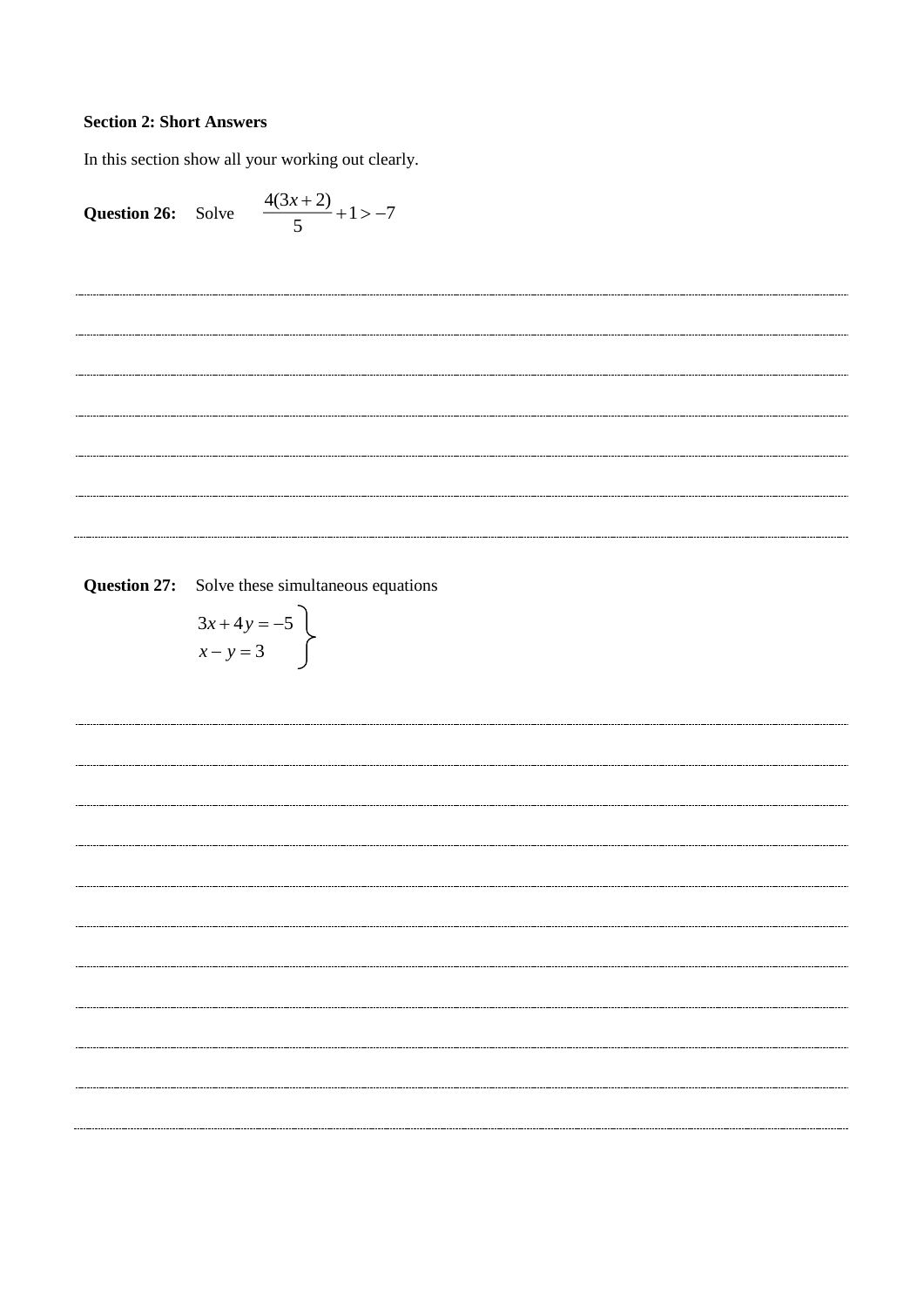**Section 2: Short Answers**

In this section show all your working out clearly.

**Question 26:** Solve $\dfrac{4(3x+2)}{5}+1>-7$

**Question 27:** Solve these simultaneous equations

$$\left.\begin{aligned} 3x+4y&=-5 \\ x-y&=3 \end{aligned}\right\}$$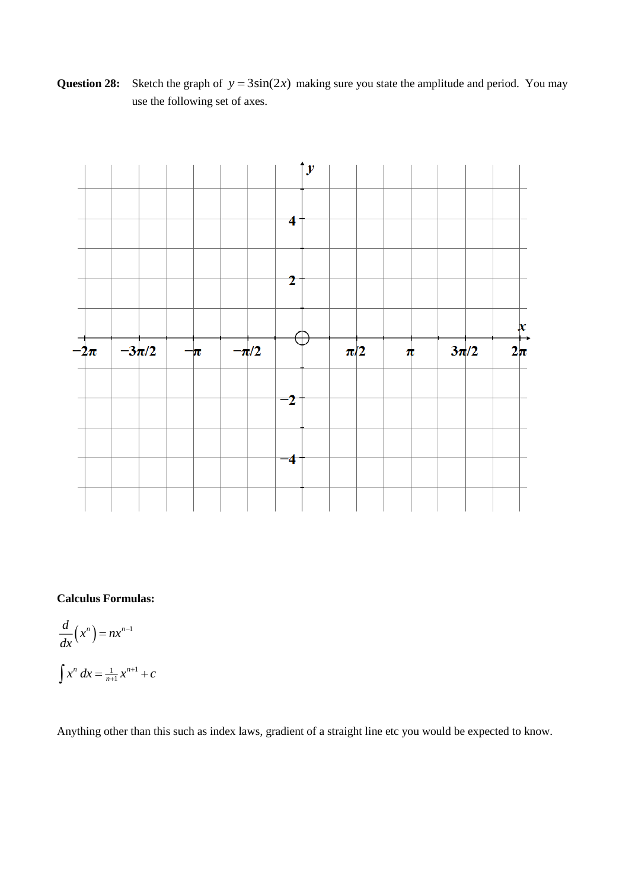**Question 28:** Sketch the graph of $y = 3\sin(2x)$ making sure you state the amplitude and period. You may use the following set of axes.

y

4

2

x

−2π −3π/2 −π −π/2 O π/2 π 3π/2 2π

−2

−4

**Calculus Formulas:**

$$\frac{d}{dx}\left(x^n\right) = nx^{n-1}$$

$$\int x^n \, dx = \tfrac{1}{n+1}x^{n+1} + c$$

Anything other than this such as index laws, gradient of a straight line etc you would be expected to know.